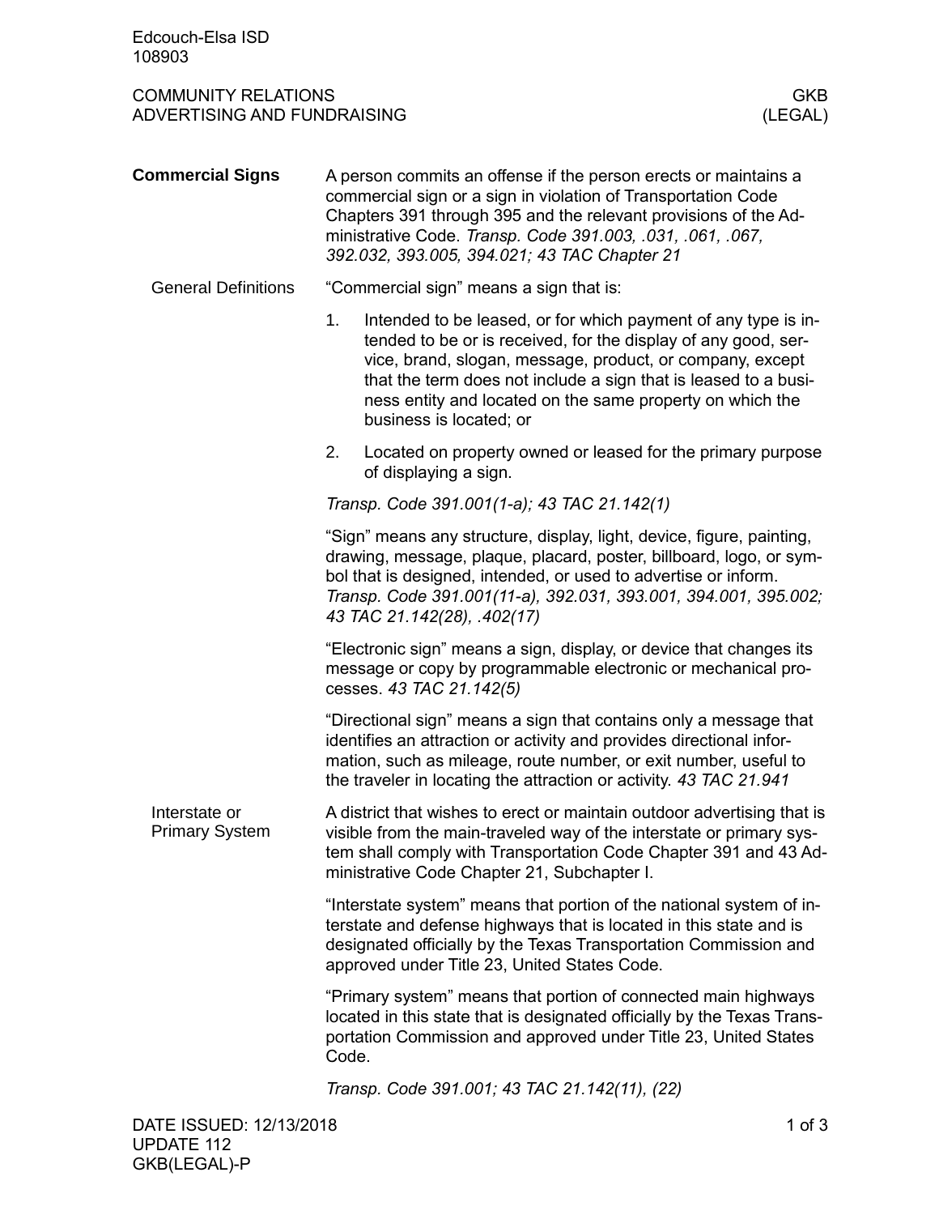Edcouch-Elsa ISD
108903

COMMUNITY RELATIONS
ADVERTISING AND FUNDRAISING

GKB
(LEGAL)

## Commercial Signs

A person commits an offense if the person erects or maintains a commercial sign or a sign in violation of Transportation Code Chapters 391 through 395 and the relevant provisions of the Administrative Code. *Transp. Code 391.003, .031, .061, .067, 392.032, 393.005, 394.021; 43 TAC Chapter 21*

### General Definitions

"Commercial sign" means a sign that is:

1. Intended to be leased, or for which payment of any type is intended to be or is received, for the display of any good, service, brand, slogan, message, product, or company, except that the term does not include a sign that is leased to a business entity and located on the same property on which the business is located; or
2. Located on property owned or leased for the primary purpose of displaying a sign.

*Transp. Code 391.001(1-a); 43 TAC 21.142(1)*

"Sign" means any structure, display, light, device, figure, painting, drawing, message, plaque, placard, poster, billboard, logo, or symbol that is designed, intended, or used to advertise or inform. *Transp. Code 391.001(11-a), 392.031, 393.001, 394.001, 395.002; 43 TAC 21.142(28), .402(17)*

"Electronic sign" means a sign, display, or device that changes its message or copy by programmable electronic or mechanical processes. *43 TAC 21.142(5)*

"Directional sign" means a sign that contains only a message that identifies an attraction or activity and provides directional information, such as mileage, route number, or exit number, useful to the traveler in locating the attraction or activity. *43 TAC 21.941*

### Interstate or Primary System

A district that wishes to erect or maintain outdoor advertising that is visible from the main-traveled way of the interstate or primary system shall comply with Transportation Code Chapter 391 and 43 Administrative Code Chapter 21, Subchapter I.

"Interstate system" means that portion of the national system of interstate and defense highways that is located in this state and is designated officially by the Texas Transportation Commission and approved under Title 23, United States Code.

"Primary system" means that portion of connected main highways located in this state that is designated officially by the Texas Transportation Commission and approved under Title 23, United States Code.

*Transp. Code 391.001; 43 TAC 21.142(11), (22)*

DATE ISSUED: 12/13/2018
UPDATE 112
GKB(LEGAL)-P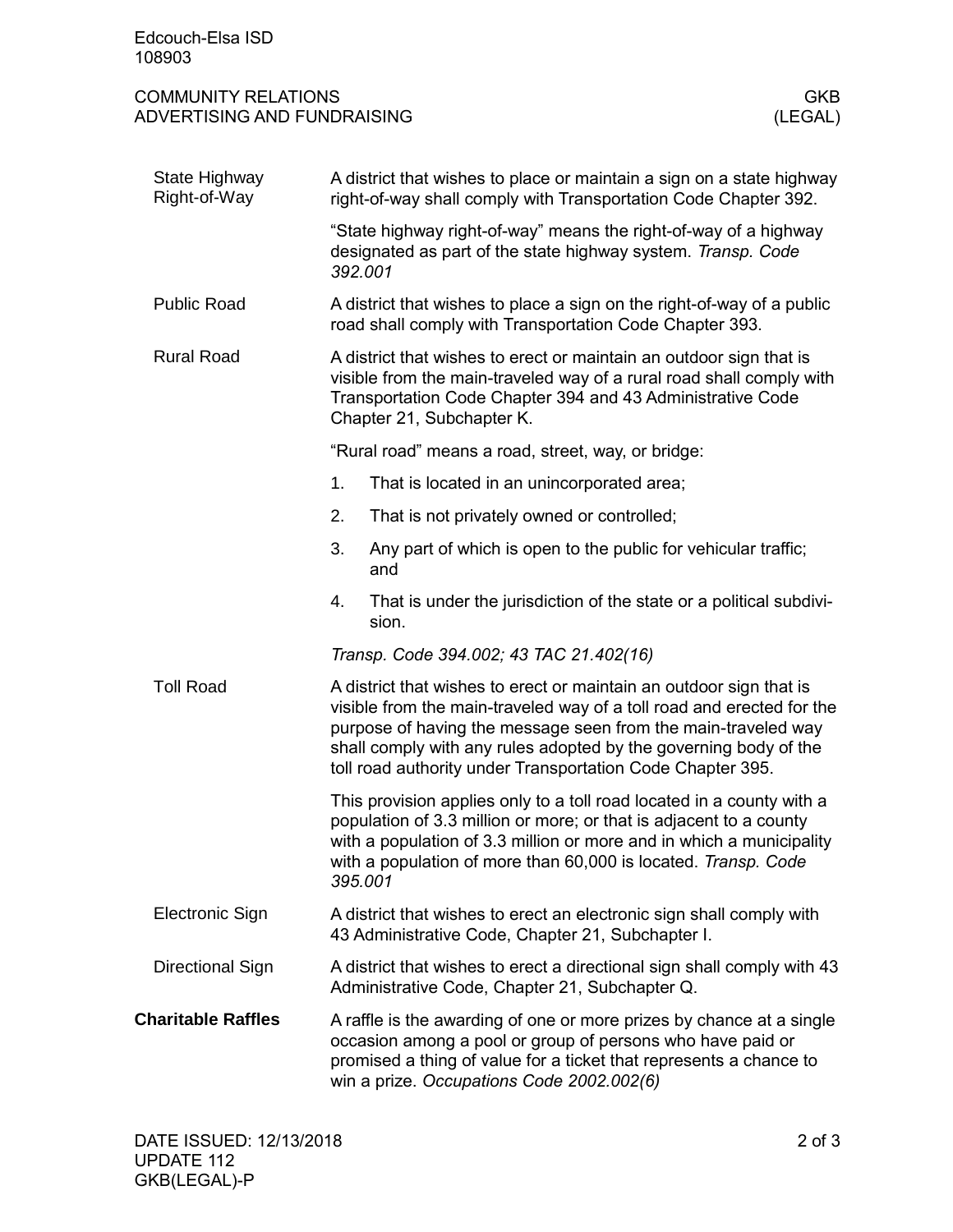### State Highway Right-of-Way

A district that wishes to place or maintain a sign on a state highway right-of-way shall comply with Transportation Code Chapter 392.

"State highway right-of-way" means the right-of-way of a highway designated as part of the state highway system. *Transp. Code 392.001*

### Public Road

A district that wishes to place a sign on the right-of-way of a public road shall comply with Transportation Code Chapter 393.

### Rural Road

A district that wishes to erect or maintain an outdoor sign that is visible from the main-traveled way of a rural road shall comply with Transportation Code Chapter 394 and 43 Administrative Code Chapter 21, Subchapter K.

"Rural road" means a road, street, way, or bridge:

1. That is located in an unincorporated area;
2. That is not privately owned or controlled;
3. Any part of which is open to the public for vehicular traffic; and
4. That is under the jurisdiction of the state or a political subdivision.

*Transp. Code 394.002; 43 TAC 21.402(16)*

### Toll Road

A district that wishes to erect or maintain an outdoor sign that is visible from the main-traveled way of a toll road and erected for the purpose of having the message seen from the main-traveled way shall comply with any rules adopted by the governing body of the toll road authority under Transportation Code Chapter 395.

This provision applies only to a toll road located in a county with a population of 3.3 million or more; or that is adjacent to a county with a population of 3.3 million or more and in which a municipality with a population of more than 60,000 is located. *Transp. Code 395.001*

### Electronic Sign

A district that wishes to erect an electronic sign shall comply with 43 Administrative Code, Chapter 21, Subchapter I.

### Directional Sign

A district that wishes to erect a directional sign shall comply with 43 Administrative Code, Chapter 21, Subchapter Q.

## Charitable Raffles

A raffle is the awarding of one or more prizes by chance at a single occasion among a pool or group of persons who have paid or promised a thing of value for a ticket that represents a chance to win a prize. *Occupations Code 2002.002(6)*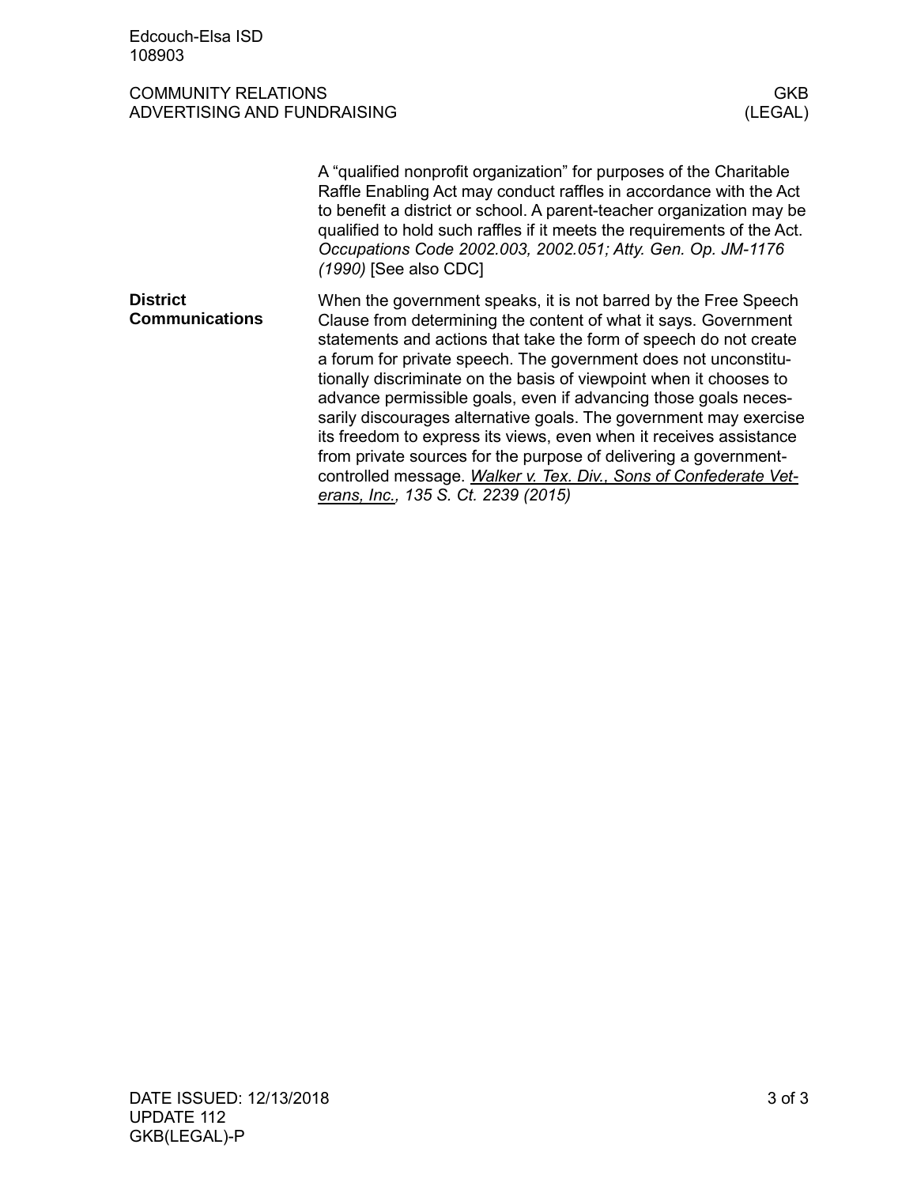A “qualified nonprofit organization” for purposes of the Charitable Raffle Enabling Act may conduct raffles in accordance with the Act to benefit a district or school. A parent-teacher organization may be qualified to hold such raffles if it meets the requirements of the Act. *Occupations Code 2002.003, 2002.051; Atty. Gen. Op. JM-1176 (1990)* [See also CDC]

**District Communications**

When the government speaks, it is not barred by the Free Speech Clause from determining the content of what it says. Government statements and actions that take the form of speech do not create a forum for private speech. The government does not unconstitutionally discriminate on the basis of viewpoint when it chooses to advance permissible goals, even if advancing those goals necessarily discourages alternative goals. The government may exercise its freedom to express its views, even when it receives assistance from private sources for the purpose of delivering a government-controlled message. *Walker v. Tex. Div., Sons of Confederate Veterans, Inc., 135 S. Ct. 2239 (2015)*